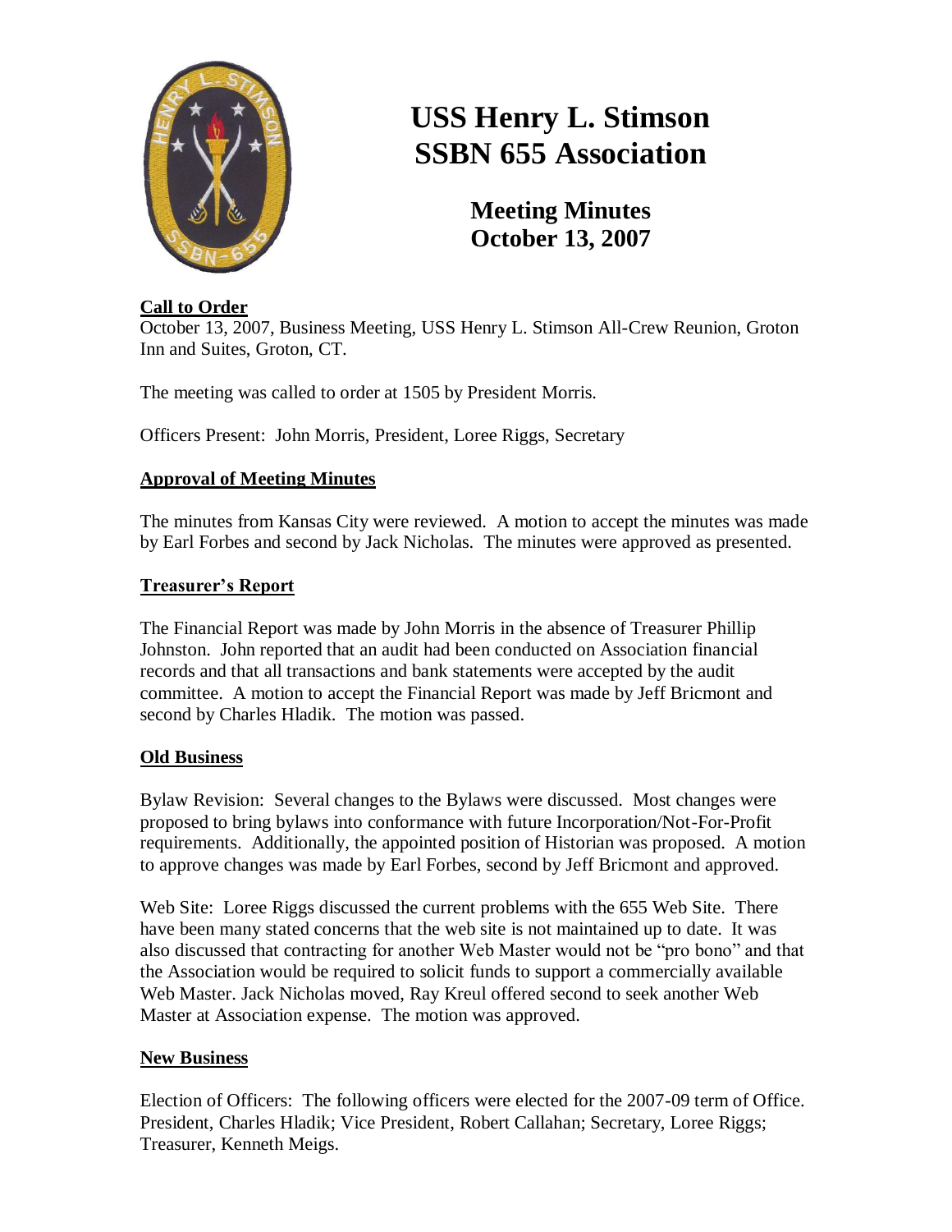# USS Henry L. Stimson SSBN 655 Association

## Meeting Minutes
## October 13, 2007

**Call to Order**

October 13, 2007, Business Meeting, USS Henry L. Stimson All-Crew Reunion, Groton Inn and Suites, Groton, CT.

The meeting was called to order at 1505 by President Morris.

Officers Present: John Morris, President, Loree Riggs, Secretary

**Approval of Meeting Minutes**

The minutes from Kansas City were reviewed. A motion to accept the minutes was made by Earl Forbes and second by Jack Nicholas. The minutes were approved as presented.

**Treasurer's Report**

The Financial Report was made by John Morris in the absence of Treasurer Phillip Johnston. John reported that an audit had been conducted on Association financial records and that all transactions and bank statements were accepted by the audit committee. A motion to accept the Financial Report was made by Jeff Bricmont and second by Charles Hladik. The motion was passed.

**Old Business**

Bylaw Revision: Several changes to the Bylaws were discussed. Most changes were proposed to bring bylaws into conformance with future Incorporation/Not-For-Profit requirements. Additionally, the appointed position of Historian was proposed. A motion to approve changes was made by Earl Forbes, second by Jeff Bricmont and approved.

Web Site: Loree Riggs discussed the current problems with the 655 Web Site. There have been many stated concerns that the web site is not maintained up to date. It was also discussed that contracting for another Web Master would not be "pro bono" and that the Association would be required to solicit funds to support a commercially available Web Master. Jack Nicholas moved, Ray Kreul offered second to seek another Web Master at Association expense. The motion was approved.

**New Business**

Election of Officers: The following officers were elected for the 2007-09 term of Office. President, Charles Hladik; Vice President, Robert Callahan; Secretary, Loree Riggs; Treasurer, Kenneth Meigs.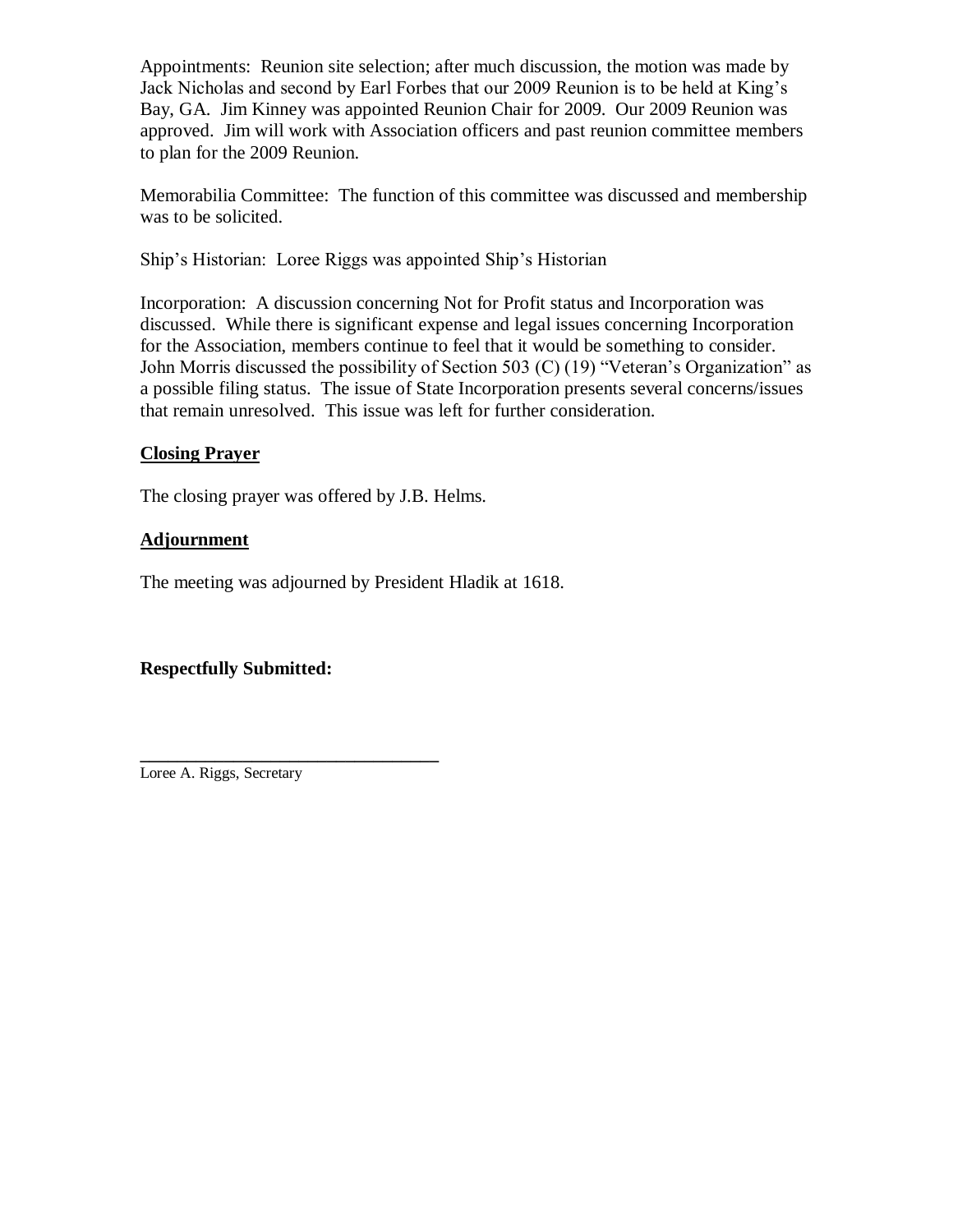Appointments: Reunion site selection; after much discussion, the motion was made by Jack Nicholas and second by Earl Forbes that our 2009 Reunion is to be held at King's Bay, GA. Jim Kinney was appointed Reunion Chair for 2009. Our 2009 Reunion was approved. Jim will work with Association officers and past reunion committee members to plan for the 2009 Reunion.

Memorabilia Committee: The function of this committee was discussed and membership was to be solicited.

Ship's Historian: Loree Riggs was appointed Ship's Historian

Incorporation: A discussion concerning Not for Profit status and Incorporation was discussed. While there is significant expense and legal issues concerning Incorporation for the Association, members continue to feel that it would be something to consider. John Morris discussed the possibility of Section 503 (C) (19) "Veteran's Organization" as a possible filing status. The issue of State Incorporation presents several concerns/issues that remain unresolved. This issue was left for further consideration.

## Closing Prayer

The closing prayer was offered by J.B. Helms.

## Adjournment

The meeting was adjourned by President Hladik at 1618.

**Respectfully Submitted:**

\_\_\_\_\_\_\_\_\_\_\_\_\_\_\_\_\_\_\_\_\_\_\_\_\_\_\_\_\_\_\_\_\_\_

Loree A. Riggs, Secretary